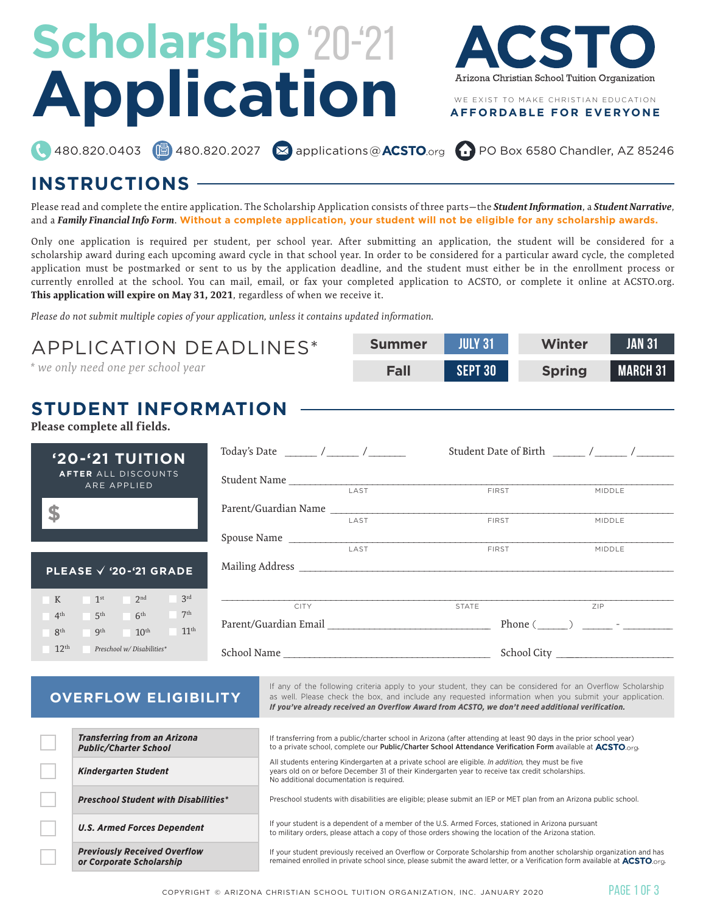# Scholarship '20-'21 Application

**ACSTO**
Arizona Christian School Tuition Organization

WE EXIST TO MAKE CHRISTIAN EDUCATION **AFFORDABLE FOR EVERYONE**

480.820.0403 | 480.820.2027 | applications@ACSTO.org | PO Box 6580 Chandler, AZ 85246

## INSTRUCTIONS

Please read and complete the entire application. The Scholarship Application consists of three parts—the ***Student Information***, a ***Student Narrative***, and a ***Family Financial Info Form***. **Without a complete application, your student will not be eligible for any scholarship awards.**

Only one application is required per student, per school year. After submitting an application, the student will be considered for a scholarship award during each upcoming award cycle in that school year. In order to be considered for a particular award cycle, the completed application must be postmarked or sent to us by the application deadline, and the student must either be in the enrollment process or currently enrolled at the school. You can mail, email, or fax your completed application to ACSTO, or complete it online at ACSTO.org. **This application will expire on May 31, 2021**, regardless of when we receive it.

*Please do not submit multiple copies of your application, unless it contains updated information.*

## APPLICATION DEADLINES*

*\* we only need one per school year*

| Summer | JULY 31 | Winter | JAN 31 |
|---|---|---|---|
| Fall | SEPT 30 | Spring | MARCH 31 |

## STUDENT INFORMATION

**Please complete all fields.**

**'20-'21 TUITION** AFTER ALL DISCOUNTS ARE APPLIED

$ ____________

**PLEASE ✓ '20-'21 GRADE**

☐ K ☐ 1st ☐ 2nd ☐ 3rd
☐ 4th ☐ 5th ☐ 6th ☐ 7th
☐ 8th ☐ 9th ☐ 10th ☐ 11th
☐ 12th ☐ *Preschool w/ Disabilities**

Today's Date ______ / ______ / _______ Student Date of Birth ______ / ______ / _______

Student Name ________________________________ (LAST / FIRST / MIDDLE)

Parent/Guardian Name ________________________________ (LAST / FIRST / MIDDLE)

Spouse Name ________________________________ (LAST / FIRST / MIDDLE)

Mailing Address ________________________________

________________________________ (CITY / STATE / ZIP)

Parent/Guardian Email ______________________ Phone (_____) _____ - ________

School Name ______________________ School City ______________________

## OVERFLOW ELIGIBILITY

If any of the following criteria apply to your student, they can be considered for an Overflow Scholarship as well. Please check the box, and include any requested information when you submit your application. ***If you've already received an Overflow Award from ACSTO, we don't need additional verification.***

| | Criteria | Details |
|---|---|---|
| ☐ | ***Transferring from an Arizona Public/Charter School*** | If transferring from a public/charter school in Arizona (after attending at least 90 days in the prior school year) to a private school, complete our **Public/Charter School Attendance Verification Form** available at ACSTO.org. |
| ☐ | ***Kindergarten Student*** | All students entering Kindergarten at a private school are eligible. *In addition,* they must be five years old on or before December 31 of their Kindergarten year to receive tax credit scholarships. No additional documentation is required. |
| ☐ | ***Preschool Student with Disabilities**** | Preschool students with disabilities are eligible; please submit an IEP or MET plan from an Arizona public school. |
| ☐ | ***U.S. Armed Forces Dependent*** | If your student is a dependent of a member of the U.S. Armed Forces, stationed in Arizona pursuant to military orders, please attach a copy of those orders showing the location of the Arizona station. |
| ☐ | ***Previously Received Overflow or Corporate Scholarship*** | If your student previously received an Overflow or Corporate Scholarship from another scholarship organization and has remained enrolled in private school since, please submit the award letter, or a Verification form available at ACSTO.org. |

COPYRIGHT © ARIZONA CHRISTIAN SCHOOL TUITION ORGANIZATION, INC. JANUARY 2020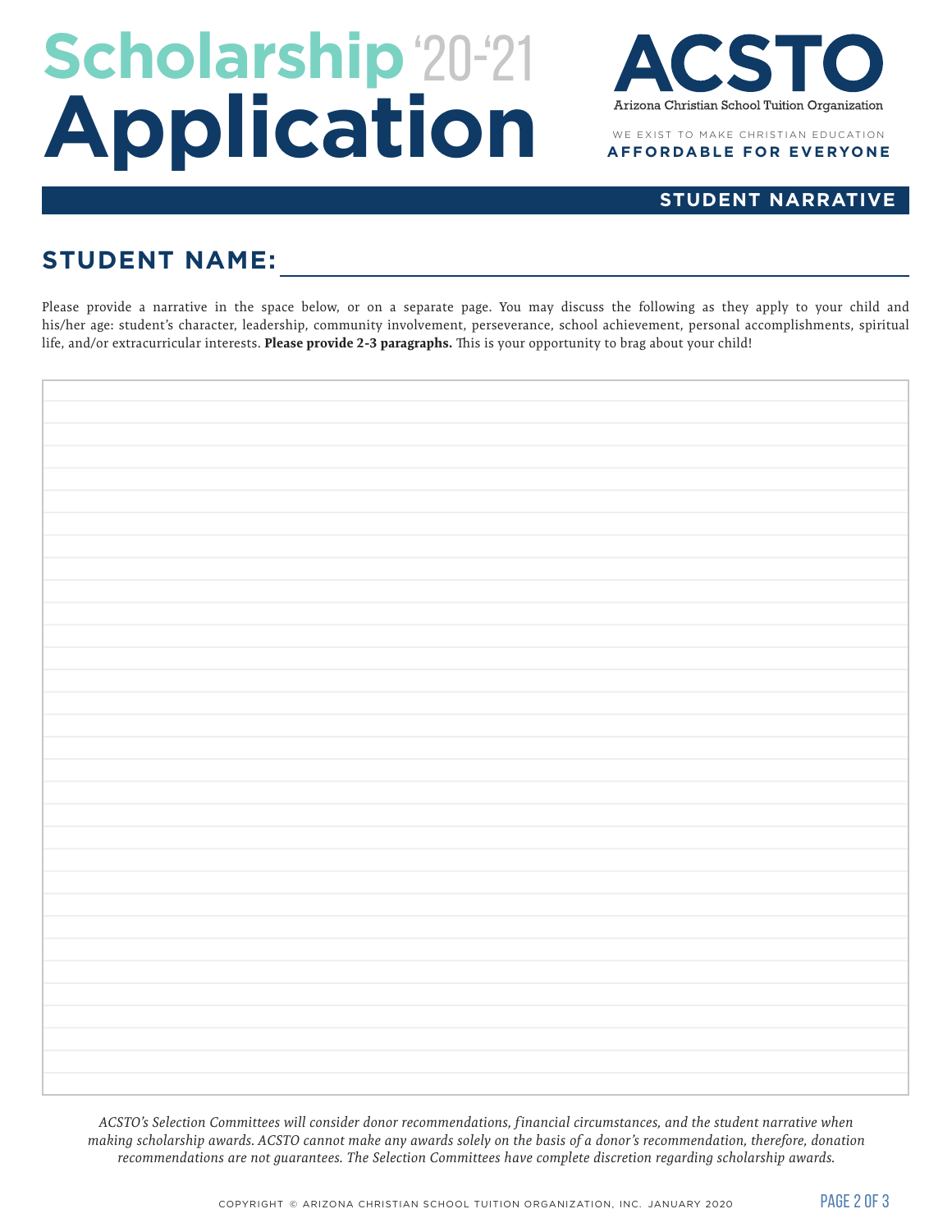# Scholarship '20-'21 Application

# ACSTO

Arizona Christian School Tuition Organization

WE EXIST TO MAKE CHRISTIAN EDUCATION
**AFFORDABLE FOR EVERYONE**

## STUDENT NARRATIVE

## STUDENT NAME: ____________________

Please provide a narrative in the space below, or on a separate page. You may discuss the following as they apply to your child and his/her age: student's character, leadership, community involvement, perseverance, school achievement, personal accomplishments, spiritual life, and/or extracurricular interests. **Please provide 2-3 paragraphs.** This is your opportunity to brag about your child!

*ACSTO's Selection Committees will consider donor recommendations, financial circumstances, and the student narrative when making scholarship awards. ACSTO cannot make any awards solely on the basis of a donor's recommendation, therefore, donation recommendations are not guarantees. The Selection Committees have complete discretion regarding scholarship awards.*

COPYRIGHT © ARIZONA CHRISTIAN SCHOOL TUITION ORGANIZATION, INC. JANUARY 2020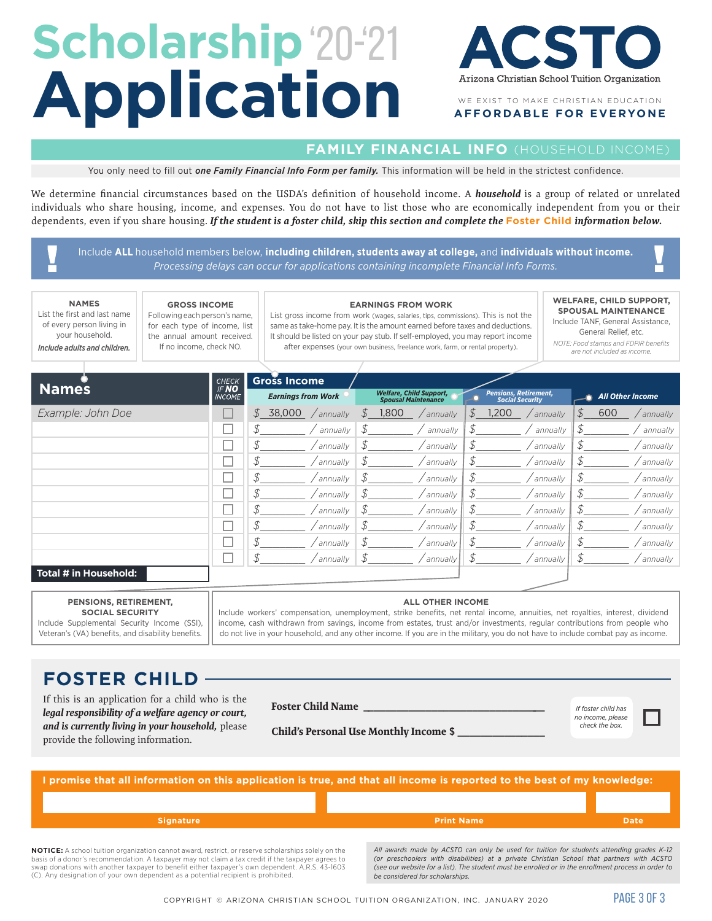# Scholarship '20-'21 Application

**ACSTO**
Arizona Christian School Tuition Organization

WE EXIST TO MAKE CHRISTIAN EDUCATION
**AFFORDABLE FOR EVERYONE**

## FAMILY FINANCIAL INFO (HOUSEHOLD INCOME)

You only need to fill out ***one Family Financial Info Form per family.*** This information will be held in the strictest confidence.

We determine financial circumstances based on the USDA's definition of household income. A ***household*** is a group of related or unrelated individuals who share housing, income, and expenses. You do not have to list those who are economically independent from you or their dependents, even if you share housing. ***If the student is a foster child, skip this section and complete the Foster Child information below.***

Include **ALL** household members below, **including children, students away at college,** and **individuals without income.**
*Processing delays can occur for applications containing incomplete Financial Info Forms.*

**NAMES**
List the first and last name of every person living in your household.
*Include adults and children.*

**GROSS INCOME**
Following each person's name, for each type of income, list the annual amount received. If no income, check NO.

**EARNINGS FROM WORK**
List gross income from work (wages, salaries, tips, commissions). This is not the same as take-home pay. It is the amount earned before taxes and deductions. It should be listed on your pay stub. If self-employed, you may report income after expenses (your own business, freelance work, farm, or rental property).

**WELFARE, CHILD SUPPORT, SPOUSAL MAINTENANCE**
Include TANF, General Assistance, General Relief, etc.
*NOTE: Food stamps and FDPIR benefits are not included as income.*

| Names | Check if NO income | Gross Income: Earnings from Work | Welfare, Child Support, Spousal Maintenance | Pensions, Retirement, Social Security | All Other Income |
|---|---|---|---|---|---|
| Example: John Doe | ☐ | $ 38,000 / annually | $ 1,800 / annually | $ 1,200 / annually | $ 600 / annually |
| | ☐ | $ _____ / annually | $ _____ / annually | $ _____ / annually | $ _____ / annually |
| | ☐ | $ _____ / annually | $ _____ / annually | $ _____ / annually | $ _____ / annually |
| | ☐ | $ _____ / annually | $ _____ / annually | $ _____ / annually | $ _____ / annually |
| | ☐ | $ _____ / annually | $ _____ / annually | $ _____ / annually | $ _____ / annually |
| | ☐ | $ _____ / annually | $ _____ / annually | $ _____ / annually | $ _____ / annually |
| | ☐ | $ _____ / annually | $ _____ / annually | $ _____ / annually | $ _____ / annually |
| | ☐ | $ _____ / annually | $ _____ / annually | $ _____ / annually | $ _____ / annually |
| | ☐ | $ _____ / annually | $ _____ / annually | $ _____ / annually | $ _____ / annually |
| | ☐ | $ _____ / annually | $ _____ / annually | $ _____ / annually | $ _____ / annually |

**Total # in Household:** ________

**PENSIONS, RETIREMENT, SOCIAL SECURITY**
Include Supplemental Security Income (SSI), Veteran's (VA) benefits, and disability benefits.

**ALL OTHER INCOME**
Include workers' compensation, unemployment, strike benefits, net rental income, annuities, net royalties, interest, dividend income, cash withdrawn from savings, income from estates, trust and/or investments, regular contributions from people who do not live in your household, and any other income. If you are in the military, you do not have to include combat pay as income.

## FOSTER CHILD

If this is an application for a child who is the ***legal responsibility of a welfare agency or court, and is currently living in your household,*** please provide the following information.

**Foster Child Name** ______________________

**Child's Personal Use Monthly Income $** ____________

*If foster child has no income, please check the box.* ☐

**I promise that all information on this application is true, and that all income is reported to the best of my knowledge:**

| Signature | Print Name | Date |
|---|---|---|
| | | |

**NOTICE:** A school tuition organization cannot award, restrict, or reserve scholarships solely on the basis of a donor's recommendation. A taxpayer may not claim a tax credit if the taxpayer agrees to swap donations with another taxpayer to benefit either taxpayer's own dependent. A.R.S. 43-1603 (C). Any designation of your own dependent as a potential recipient is prohibited.

*All awards made by ACSTO can only be used for tuition for students attending grades K–12 (or preschoolers with disabilities) at a private Christian School that partners with ACSTO (see our website for a list). The student must be enrolled or in the enrollment process in order to be considered for scholarships.*

COPYRIGHT © ARIZONA CHRISTIAN SCHOOL TUITION ORGANIZATION, INC. JANUARY 2020